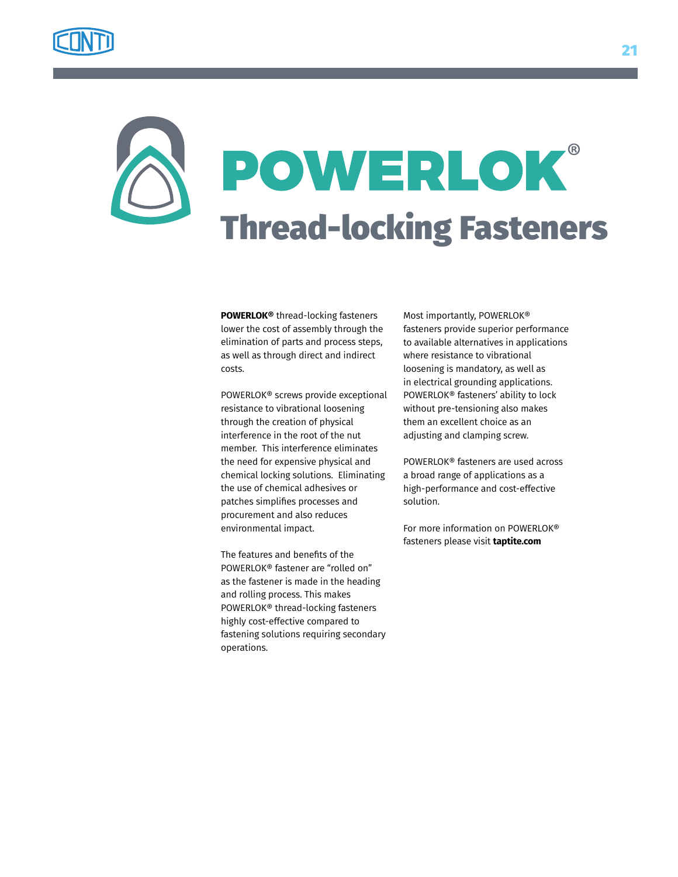# POWERLOK®

## Thread-locking Fasteners

**POWERLOK®** thread-locking fasteners lower the cost of assembly through the elimination of parts and process steps, as well as through direct and indirect costs.

POWERLOK® screws provide exceptional resistance to vibrational loosening through the creation of physical interference in the root of the nut member. This interference eliminates the need for expensive physical and chemical locking solutions. Eliminating the use of chemical adhesives or patches simplifies processes and procurement and also reduces environmental impact.

The features and benefits of the POWERLOK® fastener are "rolled on" as the fastener is made in the heading and rolling process. This makes POWERLOK® thread-locking fasteners highly cost-effective compared to fastening solutions requiring secondary operations.

Most importantly, POWERLOK® fasteners provide superior performance to available alternatives in applications where resistance to vibrational loosening is mandatory, as well as in electrical grounding applications. POWERLOK® fasteners' ability to lock without pre-tensioning also makes them an excellent choice as an adjusting and clamping screw.

POWERLOK® fasteners are used across a broad range of applications as a high-performance and cost-effective solution.

For more information on POWERLOK® fasteners please visit **taptite.com**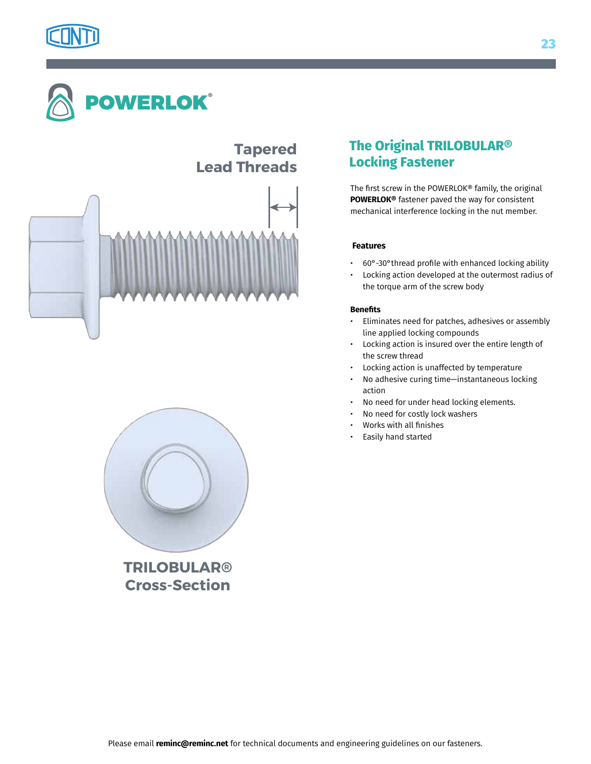# POWERLOK®

Tapered Lead Threads

TRILOBULAR® Cross-Section

## The Original TRILOBULAR® Locking Fastener

The first screw in the POWERLOK® family, the original **POWERLOK®** fastener paved the way for consistent mechanical interference locking in the nut member.

### Features

- 60°-30°thread profile with enhanced locking ability
- Locking action developed at the outermost radius of the torque arm of the screw body

### Benefits

- Eliminates need for patches, adhesives or assembly line applied locking compounds
- Locking action is insured over the entire length of the screw thread
- Locking action is unaffected by temperature
- No adhesive curing time—instantaneous locking action
- No need for under head locking elements.
- No need for costly lock washers
- Works with all finishes
- Easily hand started

Please email **reminc@reminc.net** for technical documents and engineering guidelines on our fasteners.